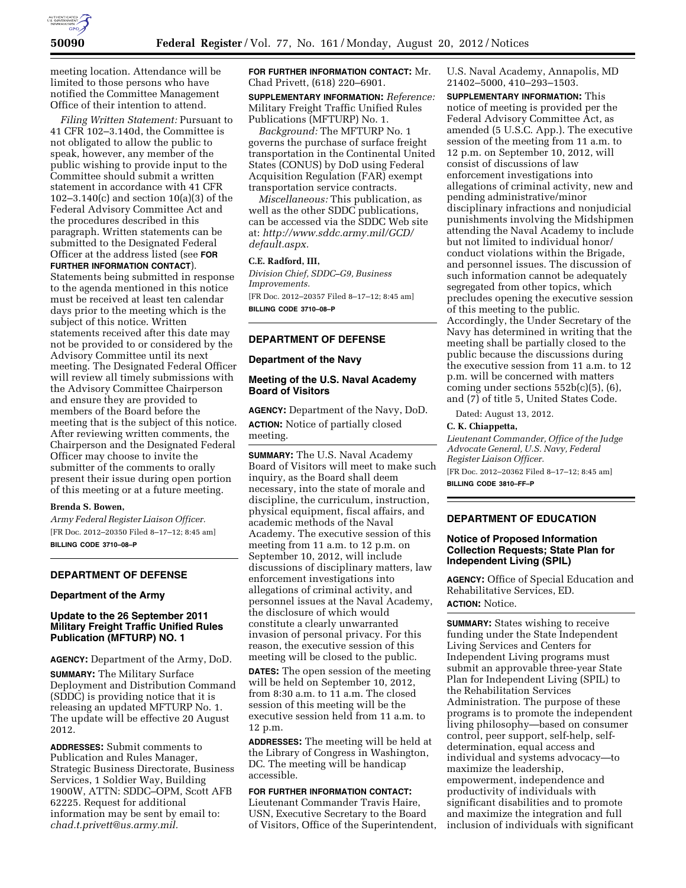meeting location. Attendance will be limited to those persons who have notified the Committee Management Office of their intention to attend.

*Filing Written Statement:* Pursuant to 41 CFR 102–3.140d, the Committee is not obligated to allow the public to speak, however, any member of the public wishing to provide input to the Committee should submit a written statement in accordance with 41 CFR 102–3.140(c) and section 10(a)(3) of the Federal Advisory Committee Act and the procedures described in this paragraph. Written statements can be submitted to the Designated Federal Officer at the address listed (see **FOR FURTHER INFORMATION CONTACT**). Statements being submitted in response to the agenda mentioned in this notice must be received at least ten calendar days prior to the meeting which is the subject of this notice. Written statements received after this date may not be provided to or considered by the Advisory Committee until its next meeting. The Designated Federal Officer will review all timely submissions with the Advisory Committee Chairperson and ensure they are provided to members of the Board before the meeting that is the subject of this notice. After reviewing written comments, the Chairperson and the Designated Federal Officer may choose to invite the submitter of the comments to orally present their issue during open portion of this meeting or at a future meeting.

**Brenda S. Bowen,**

*Army Federal Register Liaison Officer.*

[FR Doc. 2012–20350 Filed 8–17–12; 8:45 am]

**BILLING CODE 3710–08–P**

## DEPARTMENT OF DEFENSE

### Department of the Army

### Update to the 26 September 2011 Military Freight Traffic Unified Rules Publication (MFTURP) NO. 1

**AGENCY:** Department of the Army, DoD.

**SUMMARY:** The Military Surface Deployment and Distribution Command (SDDC) is providing notice that it is releasing an updated MFTURP No. 1. The update will be effective 20 August 2012.

**ADDRESSES:** Submit comments to Publication and Rules Manager, Strategic Business Directorate, Business Services, 1 Soldier Way, Building 1900W, ATTN: SDDC–OPM, Scott AFB 62225. Request for additional information may be sent by email to: *chad.t.privett@us.army.mil.*

**FOR FURTHER INFORMATION CONTACT:** Mr. Chad Privett, (618) 220–6901.

**SUPPLEMENTARY INFORMATION:** *Reference:* Military Freight Traffic Unified Rules Publications (MFTURP) No. 1.

*Background:* The MFTURP No. 1 governs the purchase of surface freight transportation in the Continental United States (CONUS) by DoD using Federal Acquisition Regulation (FAR) exempt transportation service contracts.

*Miscellaneous:* This publication, as well as the other SDDC publications, can be accessed via the SDDC Web site at: *http://www.sddc.army.mil/GCD/default.aspx.*

**C.E. Radford, III,**

*Division Chief, SDDC–G9, Business Improvements.*

[FR Doc. 2012–20357 Filed 8–17–12; 8:45 am]

**BILLING CODE 3710–08–P**

## DEPARTMENT OF DEFENSE

### Department of the Navy

### Meeting of the U.S. Naval Academy Board of Visitors

**AGENCY:** Department of the Navy, DoD.

**ACTION:** Notice of partially closed meeting.

**SUMMARY:** The U.S. Naval Academy Board of Visitors will meet to make such inquiry, as the Board shall deem necessary, into the state of morale and discipline, the curriculum, instruction, physical equipment, fiscal affairs, and academic methods of the Naval Academy. The executive session of this meeting from 11 a.m. to 12 p.m. on September 10, 2012, will include discussions of disciplinary matters, law enforcement investigations into allegations of criminal activity, and personnel issues at the Naval Academy, the disclosure of which would constitute a clearly unwarranted invasion of personal privacy. For this reason, the executive session of this meeting will be closed to the public.

**DATES:** The open session of the meeting will be held on September 10, 2012, from 8:30 a.m. to 11 a.m. The closed session of this meeting will be the executive session held from 11 a.m. to 12 p.m.

**ADDRESSES:** The meeting will be held at the Library of Congress in Washington, DC. The meeting will be handicap accessible.

**FOR FURTHER INFORMATION CONTACT:** Lieutenant Commander Travis Haire, USN, Executive Secretary to the Board of Visitors, Office of the Superintendent, U.S. Naval Academy, Annapolis, MD 21402–5000, 410–293–1503.

**SUPPLEMENTARY INFORMATION:** This notice of meeting is provided per the Federal Advisory Committee Act, as amended (5 U.S.C. App.). The executive session of the meeting from 11 a.m. to 12 p.m. on September 10, 2012, will consist of discussions of law enforcement investigations into allegations of criminal activity, new and pending administrative/minor disciplinary infractions and nonjudicial punishments involving the Midshipmen attending the Naval Academy to include but not limited to individual honor/conduct violations within the Brigade, and personnel issues. The discussion of such information cannot be adequately segregated from other topics, which precludes opening the executive session of this meeting to the public. Accordingly, the Under Secretary of the Navy has determined in writing that the meeting shall be partially closed to the public because the discussions during the executive session from 11 a.m. to 12 p.m. will be concerned with matters coming under sections 552b(c)(5), (6), and (7) of title 5, United States Code.

Dated: August 13, 2012.

**C. K. Chiappetta,**

*Lieutenant Commander, Office of the Judge Advocate General, U.S. Navy, Federal Register Liaison Officer.*

[FR Doc. 2012–20362 Filed 8–17–12; 8:45 am]

**BILLING CODE 3810–FF–P**

## DEPARTMENT OF EDUCATION

### Notice of Proposed Information Collection Requests; State Plan for Independent Living (SPIL)

**AGENCY:** Office of Special Education and Rehabilitative Services, ED.

**ACTION:** Notice.

**SUMMARY:** States wishing to receive funding under the State Independent Living Services and Centers for Independent Living programs must submit an approvable three-year State Plan for Independent Living (SPIL) to the Rehabilitation Services Administration. The purpose of these programs is to promote the independent living philosophy—based on consumer control, peer support, self-help, self-determination, equal access and individual and systems advocacy—to maximize the leadership, empowerment, independence and productivity of individuals with significant disabilities and to promote and maximize the integration and full inclusion of individuals with significant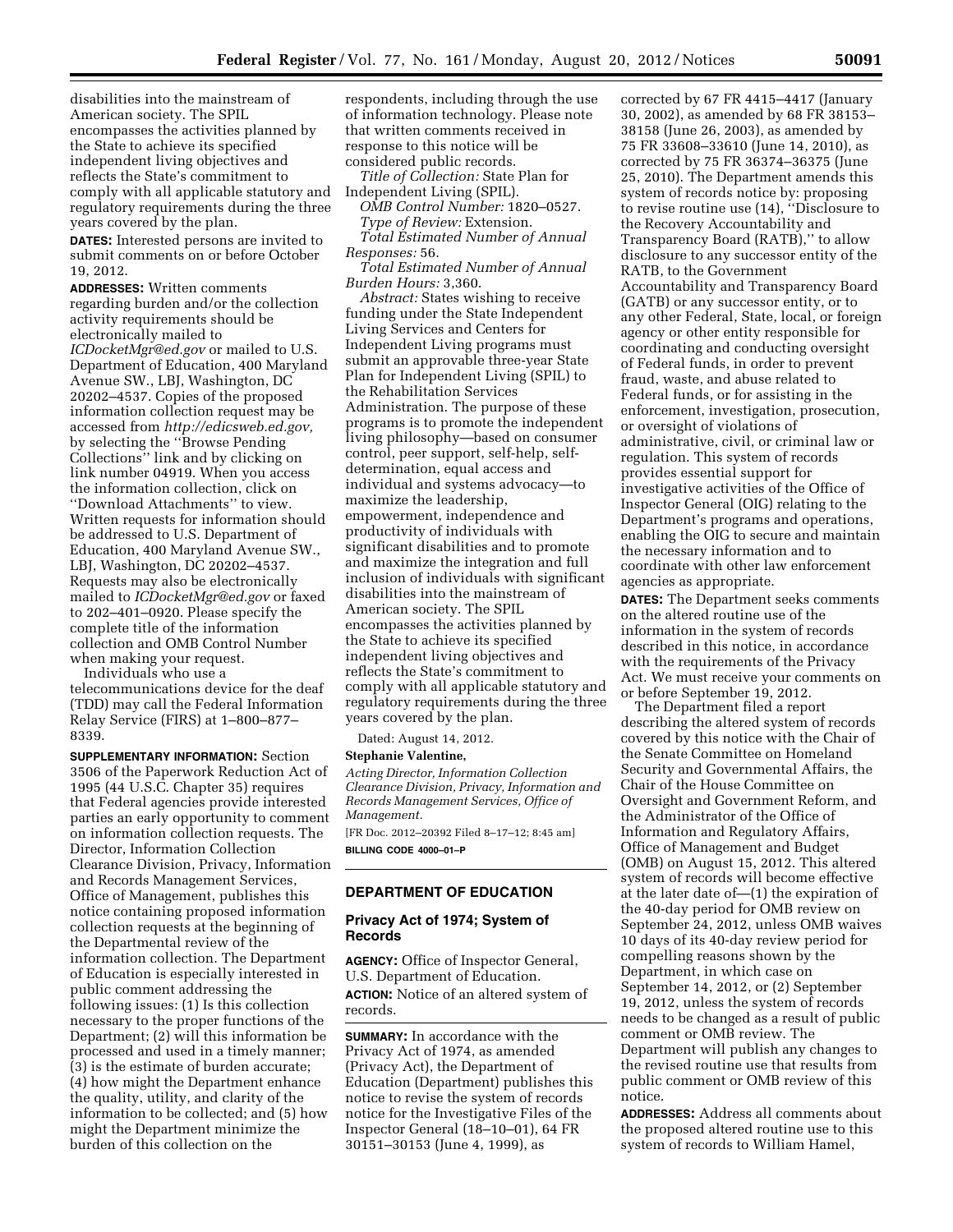disabilities into the mainstream of American society. The SPIL encompasses the activities planned by the State to achieve its specified independent living objectives and reflects the State's commitment to comply with all applicable statutory and regulatory requirements during the three years covered by the plan.

**DATES:** Interested persons are invited to submit comments on or before October 19, 2012.

**ADDRESSES:** Written comments regarding burden and/or the collection activity requirements should be electronically mailed to *ICDocketMgr@ed.gov* or mailed to U.S. Department of Education, 400 Maryland Avenue SW., LBJ, Washington, DC 20202–4537. Copies of the proposed information collection request may be accessed from *http://edicsweb.ed.gov,* by selecting the ''Browse Pending Collections'' link and by clicking on link number 04919. When you access the information collection, click on ''Download Attachments'' to view. Written requests for information should be addressed to U.S. Department of Education, 400 Maryland Avenue SW., LBJ, Washington, DC 20202–4537. Requests may also be electronically mailed to *ICDocketMgr@ed.gov* or faxed to 202–401–0920. Please specify the complete title of the information collection and OMB Control Number when making your request.

Individuals who use a telecommunications device for the deaf (TDD) may call the Federal Information Relay Service (FIRS) at 1–800–877–8339.

**SUPPLEMENTARY INFORMATION:** Section 3506 of the Paperwork Reduction Act of 1995 (44 U.S.C. Chapter 35) requires that Federal agencies provide interested parties an early opportunity to comment on information collection requests. The Director, Information Collection Clearance Division, Privacy, Information and Records Management Services, Office of Management, publishes this notice containing proposed information collection requests at the beginning of the Departmental review of the information collection. The Department of Education is especially interested in public comment addressing the following issues: (1) Is this collection necessary to the proper functions of the Department; (2) will this information be processed and used in a timely manner; (3) is the estimate of burden accurate; (4) how might the Department enhance the quality, utility, and clarity of the information to be collected; and (5) how might the Department minimize the burden of this collection on the respondents, including through the use of information technology. Please note that written comments received in response to this notice will be considered public records.

*Title of Collection:* State Plan for Independent Living (SPIL).

*OMB Control Number:* 1820–0527.

*Type of Review:* Extension.

*Total Estimated Number of Annual Responses:* 56.

*Total Estimated Number of Annual Burden Hours:* 3,360.

*Abstract:* States wishing to receive funding under the State Independent Living Services and Centers for Independent Living programs must submit an approvable three-year State Plan for Independent Living (SPIL) to the Rehabilitation Services Administration. The purpose of these programs is to promote the independent living philosophy—based on consumer control, peer support, self-help, self-determination, equal access and individual and systems advocacy—to maximize the leadership, empowerment, independence and productivity of individuals with significant disabilities and to promote and maximize the integration and full inclusion of individuals with significant disabilities into the mainstream of American society. The SPIL encompasses the activities planned by the State to achieve its specified independent living objectives and reflects the State's commitment to comply with all applicable statutory and regulatory requirements during the three years covered by the plan.

Dated: August 14, 2012.

**Stephanie Valentine,**

*Acting Director, Information Collection Clearance Division, Privacy, Information and Records Management Services, Office of Management.*

[FR Doc. 2012–20392 Filed 8–17–12; 8:45 am]

**BILLING CODE 4000–01–P**

## DEPARTMENT OF EDUCATION

### Privacy Act of 1974; System of Records

**AGENCY:** Office of Inspector General, U.S. Department of Education.

**ACTION:** Notice of an altered system of records.

**SUMMARY:** In accordance with the Privacy Act of 1974, as amended (Privacy Act), the Department of Education (Department) publishes this notice to revise the system of records notice for the Investigative Files of the Inspector General (18–10–01), 64 FR 30151–30153 (June 4, 1999), as corrected by 67 FR 4415–4417 (January 30, 2002), as amended by 68 FR 38153–38158 (June 26, 2003), as amended by 75 FR 33608–33610 (June 14, 2010), as corrected by 75 FR 36374–36375 (June 25, 2010). The Department amends this system of records notice by: proposing to revise routine use (14), ''Disclosure to the Recovery Accountability and Transparency Board (RATB),'' to allow disclosure to any successor entity of the RATB, to the Government Accountability and Transparency Board (GATB) or any successor entity, or to any other Federal, State, local, or foreign agency or other entity responsible for coordinating and conducting oversight of Federal funds, in order to prevent fraud, waste, and abuse related to Federal funds, or for assisting in the enforcement, investigation, prosecution, or oversight of violations of administrative, civil, or criminal law or regulation. This system of records provides essential support for investigative activities of the Office of Inspector General (OIG) relating to the Department's programs and operations, enabling the OIG to secure and maintain the necessary information and to coordinate with other law enforcement agencies as appropriate.

**DATES:** The Department seeks comments on the altered routine use of the information in the system of records described in this notice, in accordance with the requirements of the Privacy Act. We must receive your comments on or before September 19, 2012.

The Department filed a report describing the altered system of records covered by this notice with the Chair of the Senate Committee on Homeland Security and Governmental Affairs, the Chair of the House Committee on Oversight and Government Reform, and the Administrator of the Office of Information and Regulatory Affairs, Office of Management and Budget (OMB) on August 15, 2012. This altered system of records will become effective at the later date of—(1) the expiration of the 40-day period for OMB review on September 24, 2012, unless OMB waives 10 days of its 40-day review period for compelling reasons shown by the Department, in which case on September 14, 2012, or (2) September 19, 2012, unless the system of records needs to be changed as a result of public comment or OMB review. The Department will publish any changes to the revised routine use that results from public comment or OMB review of this notice.

**ADDRESSES:** Address all comments about the proposed altered routine use to this system of records to William Hamel,